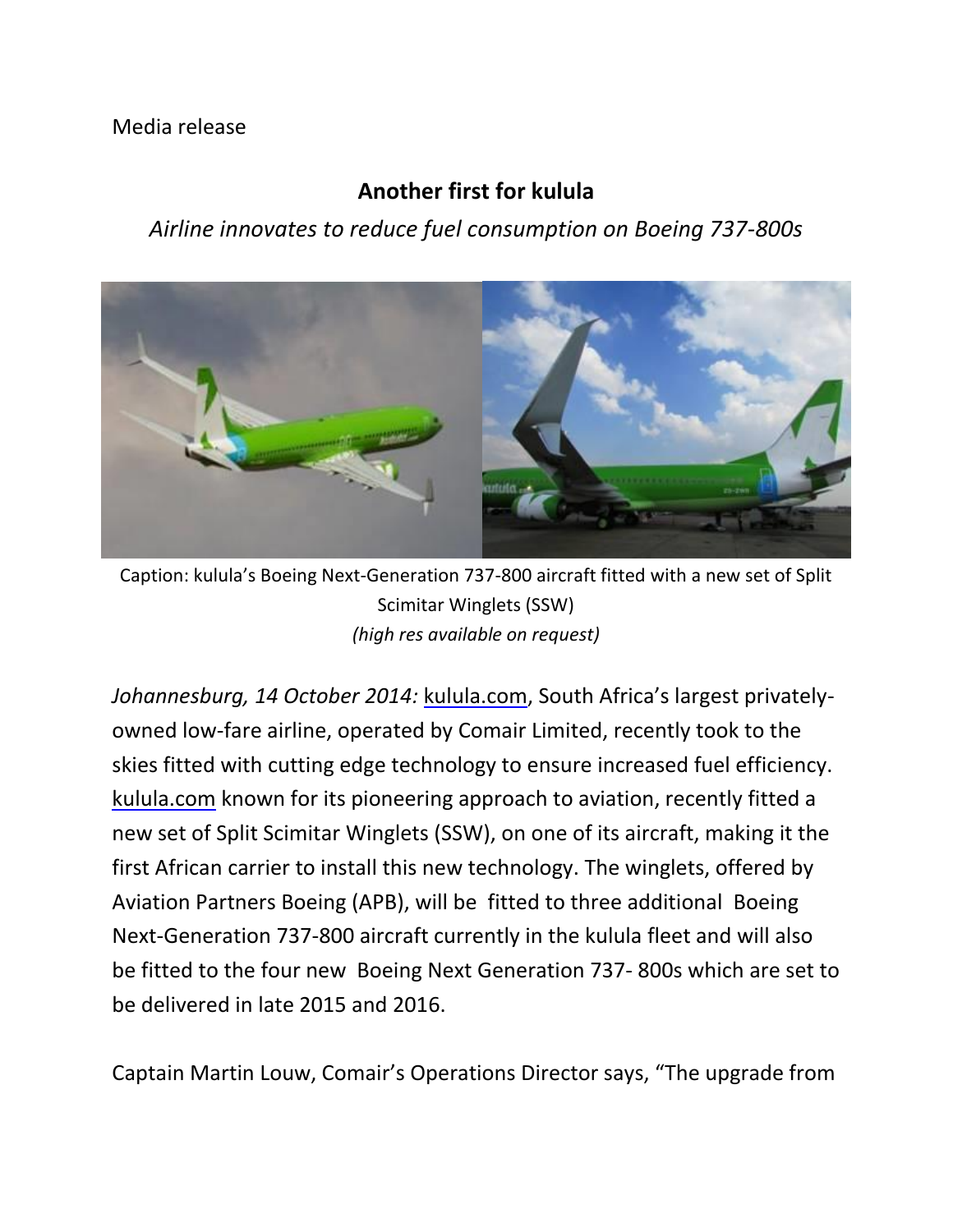Media release

# Another first for kulula

*Airline innovates to reduce fuel consumption on Boeing 737-800s*

Caption: kulula's Boeing Next-Generation 737-800 aircraft fitted with a new set of Split Scimitar Winglets (SSW)
*(high res available on request)*

*Johannesburg, 14 October 2014:* kulula.com, South Africa's largest privately-owned low-fare airline, operated by Comair Limited, recently took to the skies fitted with cutting edge technology to ensure increased fuel efficiency. kulula.com known for its pioneering approach to aviation, recently fitted a new set of Split Scimitar Winglets (SSW), on one of its aircraft, making it the first African carrier to install this new technology. The winglets, offered by Aviation Partners Boeing (APB), will be fitted to three additional Boeing Next-Generation 737-800 aircraft currently in the kulula fleet and will also be fitted to the four new Boeing Next Generation 737- 800s which are set to be delivered in late 2015 and 2016.

Captain Martin Louw, Comair's Operations Director says, "The upgrade from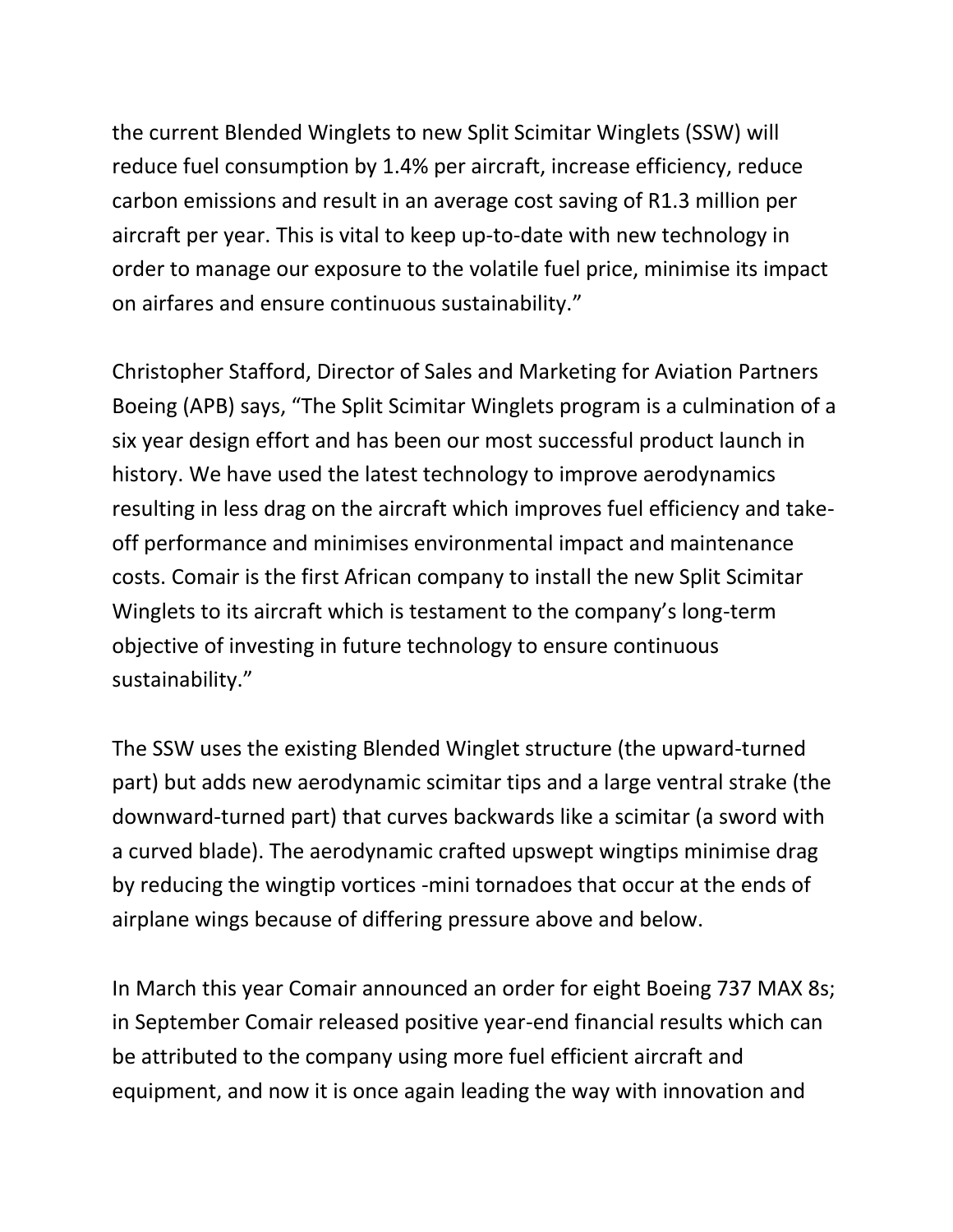the current Blended Winglets to new Split Scimitar Winglets (SSW) will reduce fuel consumption by 1.4% per aircraft, increase efficiency, reduce carbon emissions and result in an average cost saving of R1.3 million per aircraft per year. This is vital to keep up-to-date with new technology in order to manage our exposure to the volatile fuel price, minimise its impact on airfares and ensure continuous sustainability."

Christopher Stafford, Director of Sales and Marketing for Aviation Partners Boeing (APB) says, "The Split Scimitar Winglets program is a culmination of a six year design effort and has been our most successful product launch in history. We have used the latest technology to improve aerodynamics resulting in less drag on the aircraft which improves fuel efficiency and take-off performance and minimises environmental impact and maintenance costs. Comair is the first African company to install the new Split Scimitar Winglets to its aircraft which is testament to the company's long-term objective of investing in future technology to ensure continuous sustainability."

The SSW uses the existing Blended Winglet structure (the upward-turned part) but adds new aerodynamic scimitar tips and a large ventral strake (the downward-turned part) that curves backwards like a scimitar (a sword with a curved blade). The aerodynamic crafted upswept wingtips minimise drag by reducing the wingtip vortices -mini tornadoes that occur at the ends of airplane wings because of differing pressure above and below.

In March this year Comair announced an order for eight Boeing 737 MAX 8s; in September Comair released positive year-end financial results which can be attributed to the company using more fuel efficient aircraft and equipment, and now it is once again leading the way with innovation and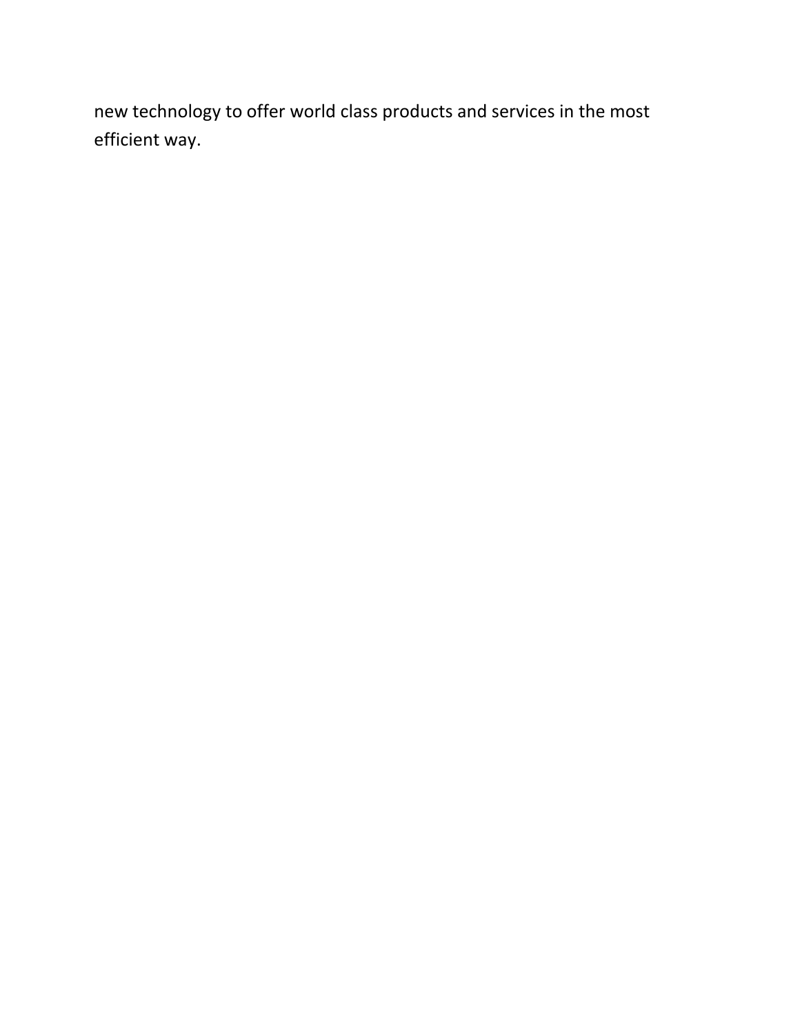new technology to offer world class products and services in the most efficient way.